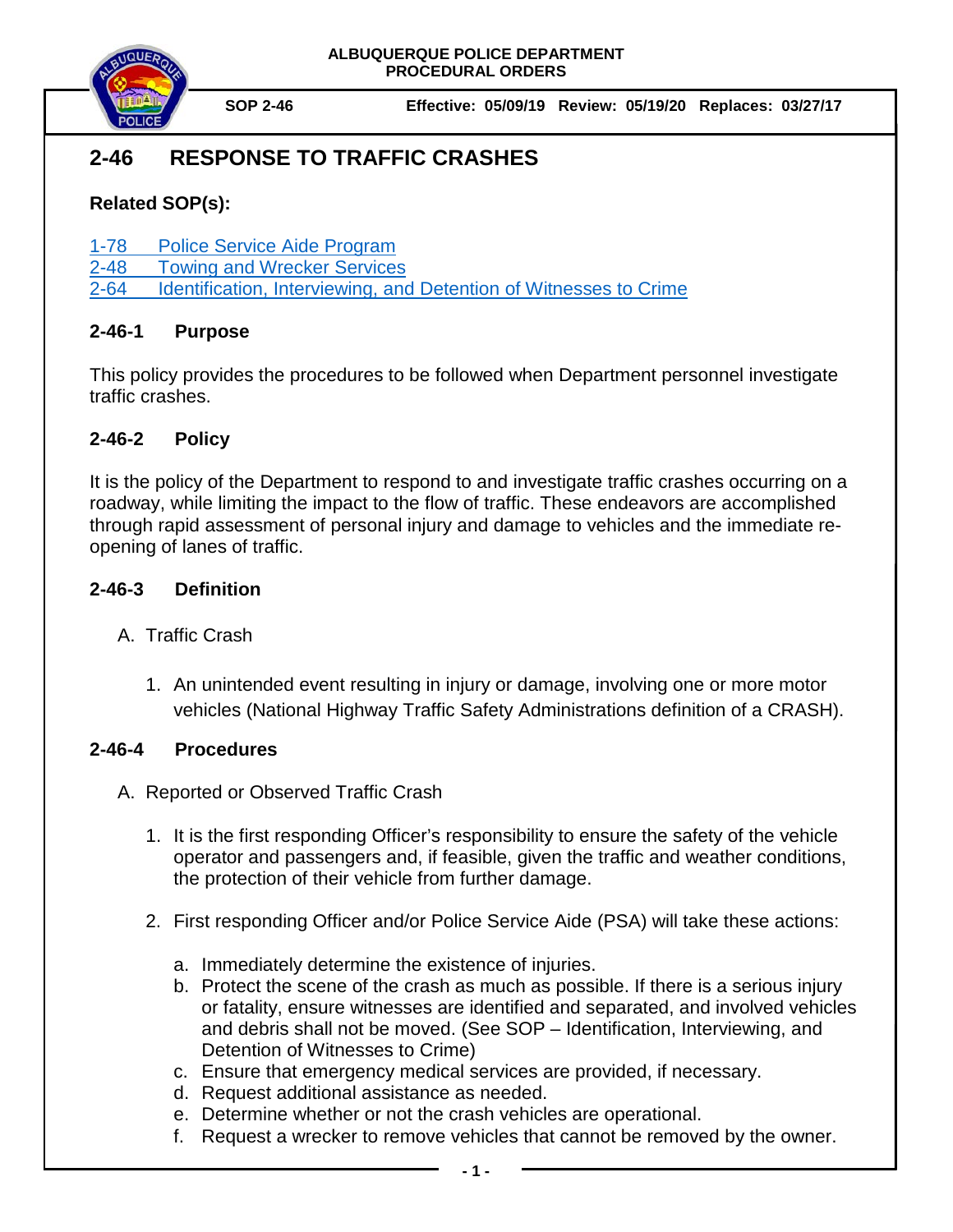ALBUQUERQUE POLICE DEPARTMENT
PROCEDURAL ORDERS

SOP 2-46 | Effective: 05/09/19 | Review: 05/19/20 | Replaces: 03/27/17

# 2-46 RESPONSE TO TRAFFIC CRASHES

**Related SOP(s):**

1-78 Police Service Aide Program
2-48 Towing and Wrecker Services
2-64 Identification, Interviewing, and Detention of Witnesses to Crime

## 2-46-1 Purpose

This policy provides the procedures to be followed when Department personnel investigate traffic crashes.

## 2-46-2 Policy

It is the policy of the Department to respond to and investigate traffic crashes occurring on a roadway, while limiting the impact to the flow of traffic. These endeavors are accomplished through rapid assessment of personal injury and damage to vehicles and the immediate re-opening of lanes of traffic.

## 2-46-3 Definition

A. Traffic Crash

1. An unintended event resulting in injury or damage, involving one or more motor vehicles (National Highway Traffic Safety Administrations definition of a CRASH).

## 2-46-4 Procedures

A. Reported or Observed Traffic Crash

1. It is the first responding Officer's responsibility to ensure the safety of the vehicle operator and passengers and, if feasible, given the traffic and weather conditions, the protection of their vehicle from further damage.

2. First responding Officer and/or Police Service Aide (PSA) will take these actions:

   a. Immediately determine the existence of injuries.
   b. Protect the scene of the crash as much as possible. If there is a serious injury or fatality, ensure witnesses are identified and separated, and involved vehicles and debris shall not be moved. (See SOP – Identification, Interviewing, and Detention of Witnesses to Crime)
   c. Ensure that emergency medical services are provided, if necessary.
   d. Request additional assistance as needed.
   e. Determine whether or not the crash vehicles are operational.
   f. Request a wrecker to remove vehicles that cannot be removed by the owner.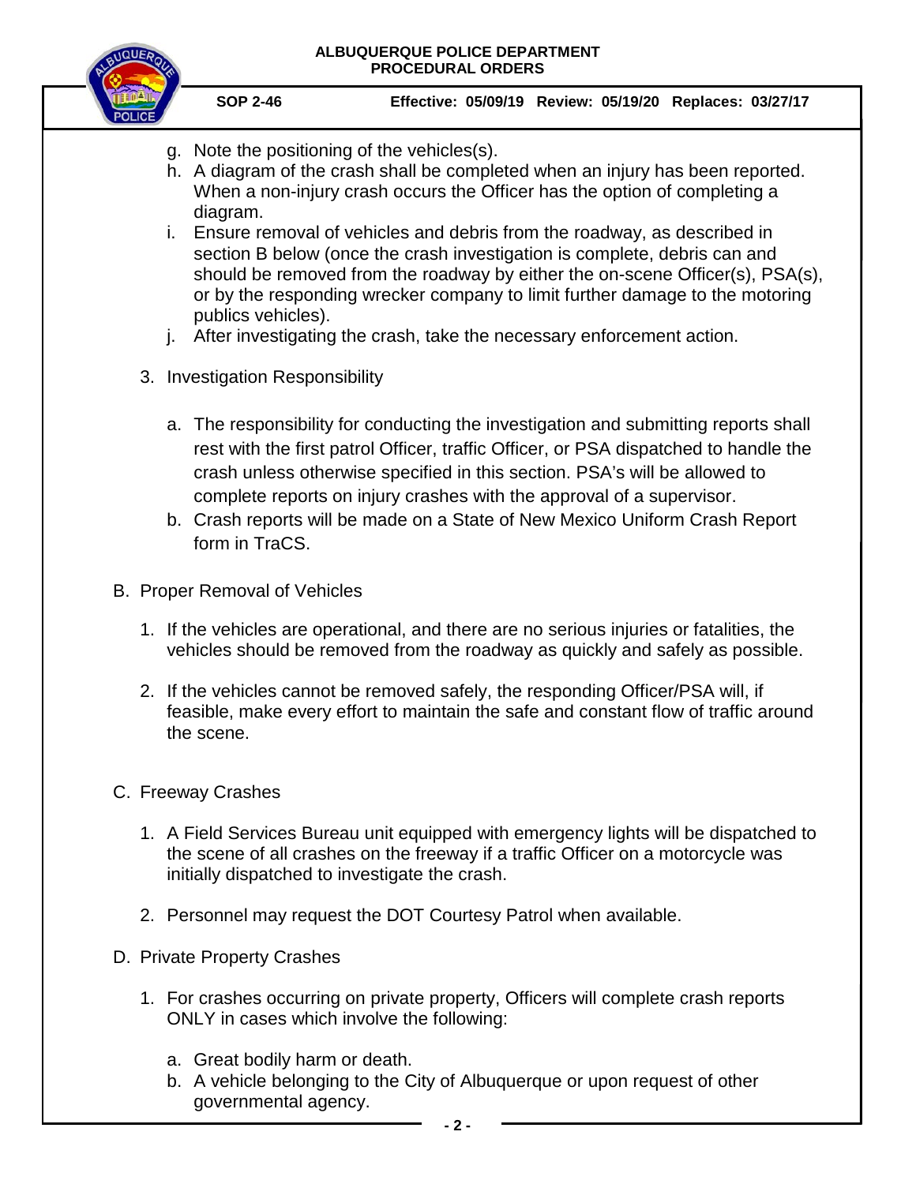g. Note the positioning of the vehicles(s).

h. A diagram of the crash shall be completed when an injury has been reported. When a non-injury crash occurs the Officer has the option of completing a diagram.

i. Ensure removal of vehicles and debris from the roadway, as described in section B below (once the crash investigation is complete, debris can and should be removed from the roadway by either the on-scene Officer(s), PSA(s), or by the responding wrecker company to limit further damage to the motoring publics vehicles).

j. After investigating the crash, take the necessary enforcement action.

3. Investigation Responsibility

   a. The responsibility for conducting the investigation and submitting reports shall rest with the first patrol Officer, traffic Officer, or PSA dispatched to handle the crash unless otherwise specified in this section. PSA's will be allowed to complete reports on injury crashes with the approval of a supervisor.

   b. Crash reports will be made on a State of New Mexico Uniform Crash Report form in TraCS.

B. Proper Removal of Vehicles

   1. If the vehicles are operational, and there are no serious injuries or fatalities, the vehicles should be removed from the roadway as quickly and safely as possible.

   2. If the vehicles cannot be removed safely, the responding Officer/PSA will, if feasible, make every effort to maintain the safe and constant flow of traffic around the scene.

C. Freeway Crashes

   1. A Field Services Bureau unit equipped with emergency lights will be dispatched to the scene of all crashes on the freeway if a traffic Officer on a motorcycle was initially dispatched to investigate the crash.

   2. Personnel may request the DOT Courtesy Patrol when available.

D. Private Property Crashes

   1. For crashes occurring on private property, Officers will complete crash reports ONLY in cases which involve the following:

      a. Great bodily harm or death.

      b. A vehicle belonging to the City of Albuquerque or upon request of other governmental agency.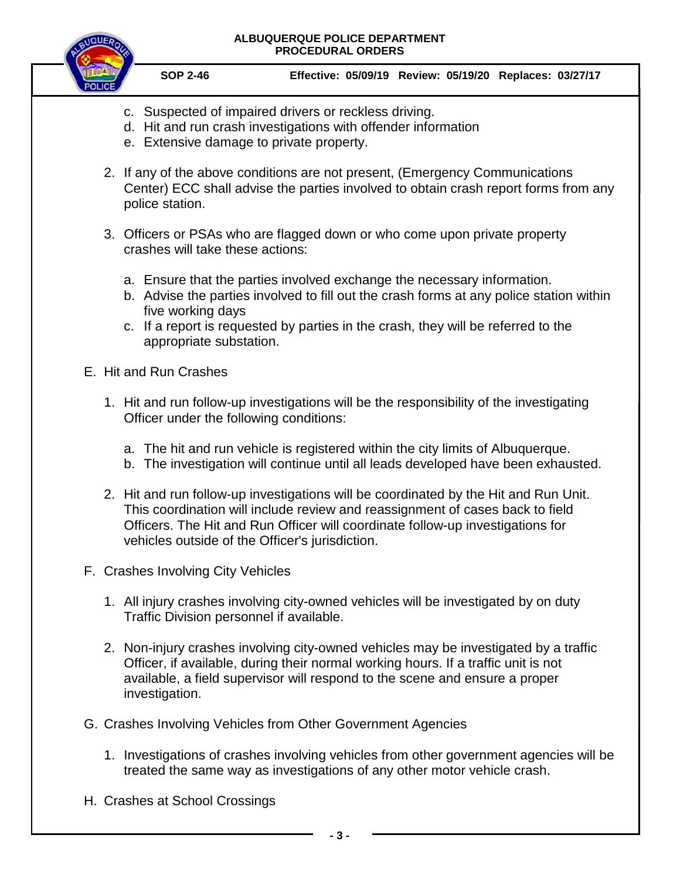c. Suspected of impaired drivers or reckless driving.
d. Hit and run crash investigations with offender information
e. Extensive damage to private property.

2. If any of the above conditions are not present, (Emergency Communications Center) ECC shall advise the parties involved to obtain crash report forms from any police station.

3. Officers or PSAs who are flagged down or who come upon private property crashes will take these actions:

   a. Ensure that the parties involved exchange the necessary information.
   b. Advise the parties involved to fill out the crash forms at any police station within five working days
   c. If a report is requested by parties in the crash, they will be referred to the appropriate substation.

E. Hit and Run Crashes

1. Hit and run follow-up investigations will be the responsibility of the investigating Officer under the following conditions:

   a. The hit and run vehicle is registered within the city limits of Albuquerque.
   b. The investigation will continue until all leads developed have been exhausted.

2. Hit and run follow-up investigations will be coordinated by the Hit and Run Unit. This coordination will include review and reassignment of cases back to field Officers. The Hit and Run Officer will coordinate follow-up investigations for vehicles outside of the Officer's jurisdiction.

F. Crashes Involving City Vehicles

1. All injury crashes involving city-owned vehicles will be investigated by on duty Traffic Division personnel if available.

2. Non-injury crashes involving city-owned vehicles may be investigated by a traffic Officer, if available, during their normal working hours. If a traffic unit is not available, a field supervisor will respond to the scene and ensure a proper investigation.

G. Crashes Involving Vehicles from Other Government Agencies

1. Investigations of crashes involving vehicles from other government agencies will be treated the same way as investigations of any other motor vehicle crash.

H. Crashes at School Crossings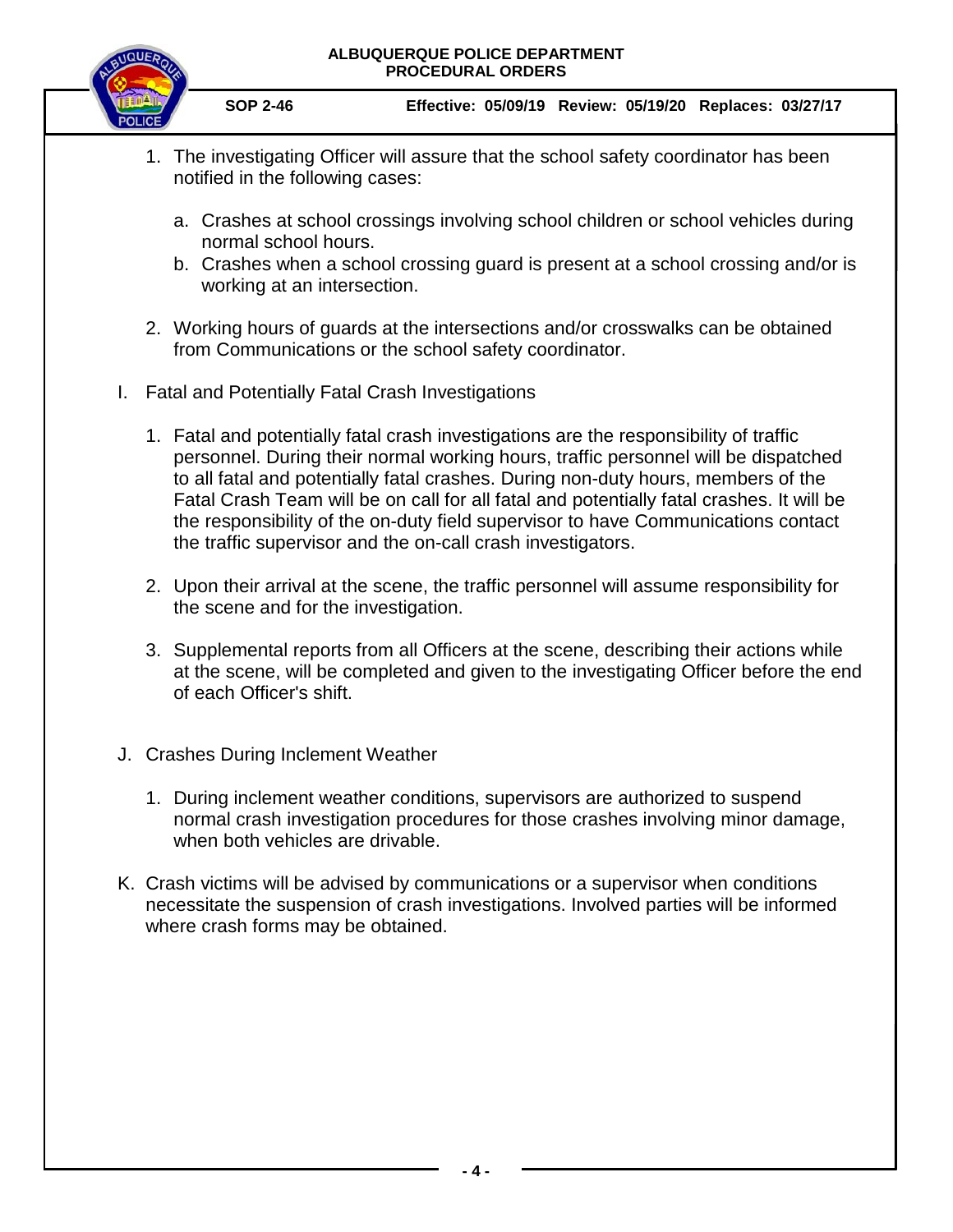1. The investigating Officer will assure that the school safety coordinator has been notified in the following cases:

    a. Crashes at school crossings involving school children or school vehicles during normal school hours.
    b. Crashes when a school crossing guard is present at a school crossing and/or is working at an intersection.

2. Working hours of guards at the intersections and/or crosswalks can be obtained from Communications or the school safety coordinator.

I. Fatal and Potentially Fatal Crash Investigations

1. Fatal and potentially fatal crash investigations are the responsibility of traffic personnel. During their normal working hours, traffic personnel will be dispatched to all fatal and potentially fatal crashes. During non-duty hours, members of the Fatal Crash Team will be on call for all fatal and potentially fatal crashes. It will be the responsibility of the on-duty field supervisor to have Communications contact the traffic supervisor and the on-call crash investigators.

2. Upon their arrival at the scene, the traffic personnel will assume responsibility for the scene and for the investigation.

3. Supplemental reports from all Officers at the scene, describing their actions while at the scene, will be completed and given to the investigating Officer before the end of each Officer's shift.

J. Crashes During Inclement Weather

1. During inclement weather conditions, supervisors are authorized to suspend normal crash investigation procedures for those crashes involving minor damage, when both vehicles are drivable.

K. Crash victims will be advised by communications or a supervisor when conditions necessitate the suspension of crash investigations. Involved parties will be informed where crash forms may be obtained.